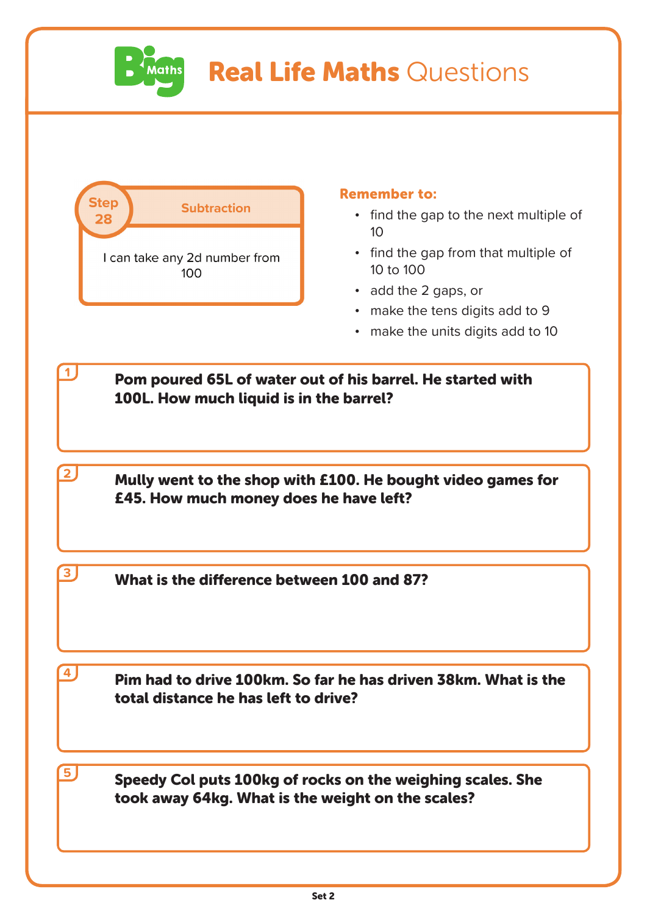# Big Maths Real Life Maths Questions

**Step 28** — **Subtraction**

I can take any 2d number from 100

**Remember to:**

- find the gap to the next multiple of 10
- find the gap from that multiple of 10 to 100
- add the 2 gaps, or
- make the tens digits add to 9
- make the units digits add to 10

1. **Pom poured 65L of water out of his barrel. He started with 100L. How much liquid is in the barrel?**

2. **Mully went to the shop with £100. He bought video games for £45. How much money does he have left?**

3. **What is the difference between 100 and 87?**

4. **Pim had to drive 100km. So far he has driven 38km. What is the total distance he has left to drive?**

5. **Speedy Col puts 100kg of rocks on the weighing scales. She took away 64kg. What is the weight on the scales?**

Set 2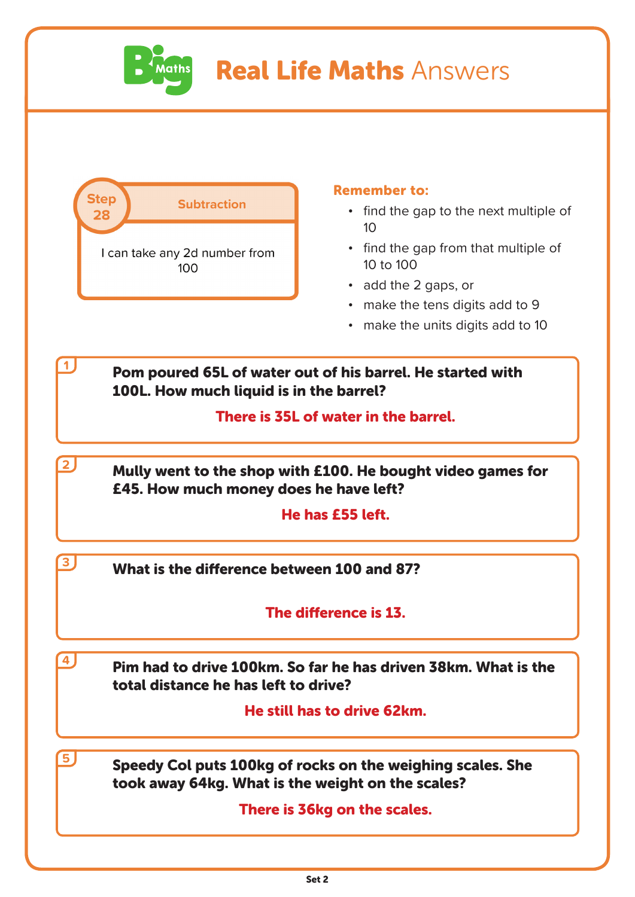# Big Maths Real Life Maths Answers

**Step 28** — **Subtraction**

I can take any 2d number from 100

**Remember to:**

- find the gap to the next multiple of 10
- find the gap from that multiple of 10 to 100
- add the 2 gaps, or
- make the tens digits add to 9
- make the units digits add to 10

**1** **Pom poured 65L of water out of his barrel. He started with 100L. How much liquid is in the barrel?**

**There is 35L of water in the barrel.**

**2** **Mully went to the shop with £100. He bought video games for £45. How much money does he have left?**

**He has £55 left.**

**3** **What is the difference between 100 and 87?**

**The difference is 13.**

**4** **Pim had to drive 100km. So far he has driven 38km. What is the total distance he has left to drive?**

**He still has to drive 62km.**

**5** **Speedy Col puts 100kg of rocks on the weighing scales. She took away 64kg. What is the weight on the scales?**

**There is 36kg on the scales.**

Set 2